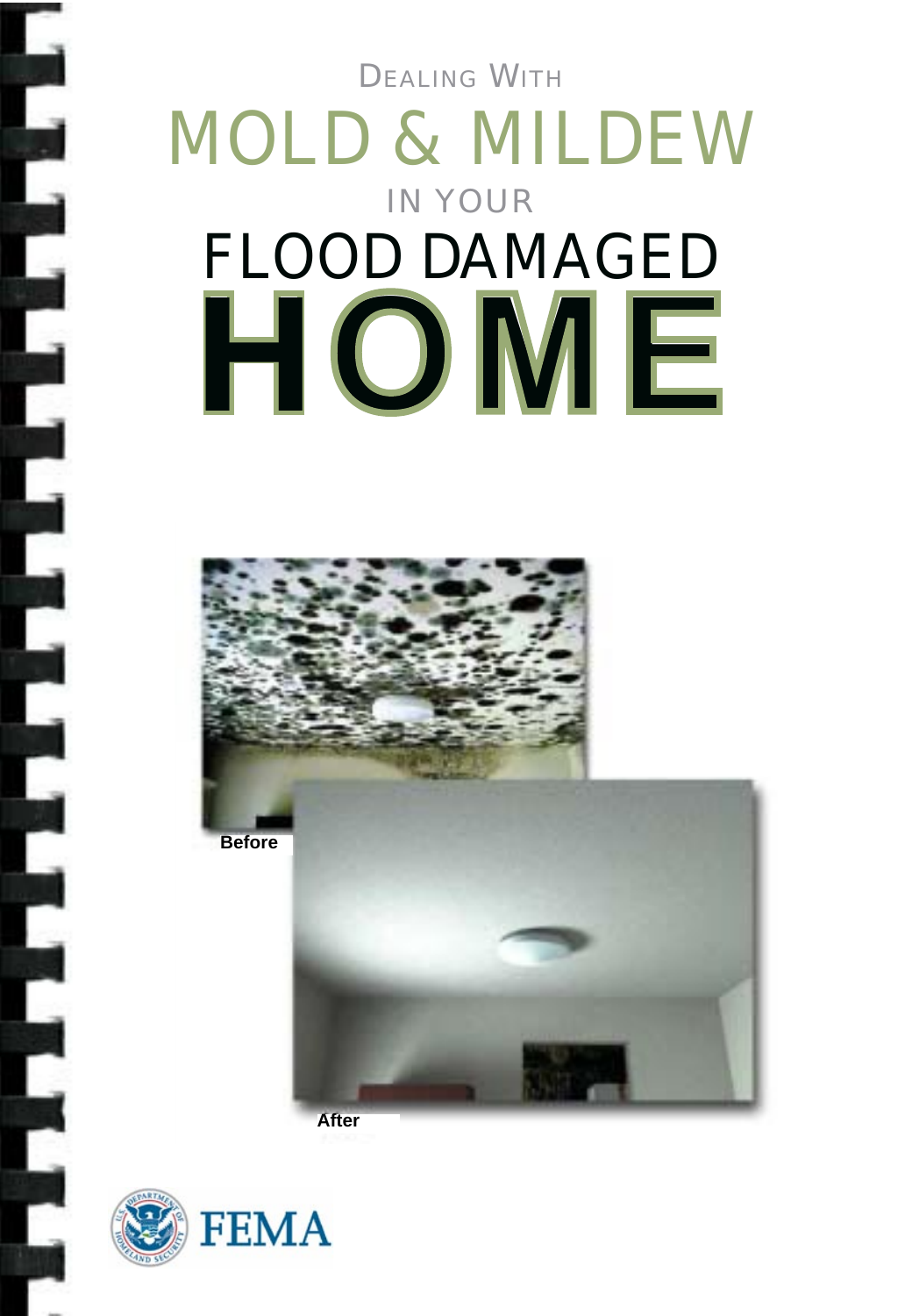# Dealing With MOLD & MILDEW in Your FLOOD DAMAGED HOME

Before

After

FEMA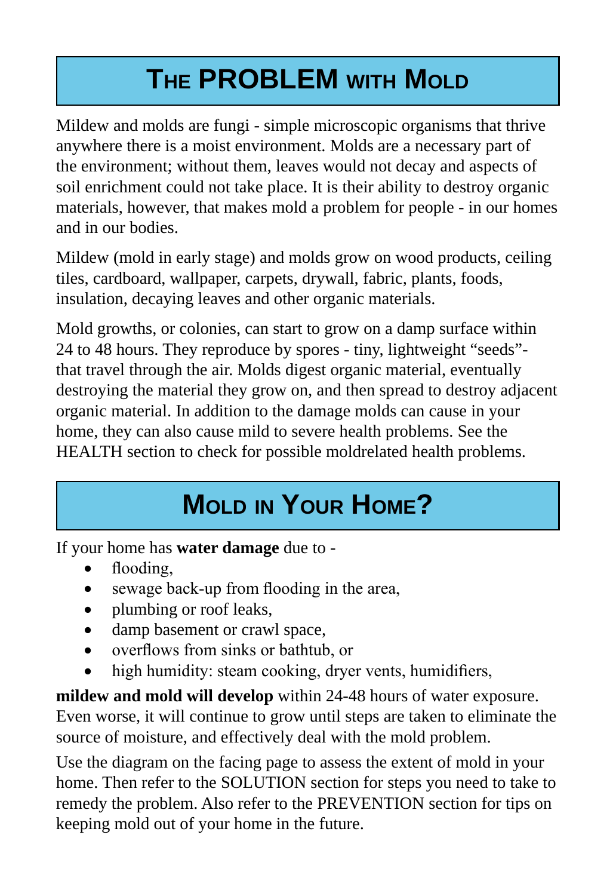## The PROBLEM with Mold

Mildew and molds are fungi - simple microscopic organisms that thrive anywhere there is a moist environment. Molds are a necessary part of the environment; without them, leaves would not decay and aspects of soil enrichment could not take place. It is their ability to destroy organic materials, however, that makes mold a problem for people - in our homes and in our bodies.

Mildew (mold in early stage) and molds grow on wood products, ceiling tiles, cardboard, wallpaper, carpets, drywall, fabric, plants, foods, insulation, decaying leaves and other organic materials.

Mold growths, or colonies, can start to grow on a damp surface within 24 to 48 hours. They reproduce by spores - tiny, lightweight "seeds"- that travel through the air. Molds digest organic material, eventually destroying the material they grow on, and then spread to destroy adjacent organic material. In addition to the damage molds can cause in your home, they can also cause mild to severe health problems. See the HEALTH section to check for possible moldrelated health problems.

## Mold in Your Home?

If your home has **water damage** due to -

- flooding,
- sewage back-up from flooding in the area,
- plumbing or roof leaks,
- damp basement or crawl space,
- overflows from sinks or bathtub, or
- high humidity: steam cooking, dryer vents, humidifiers,

**mildew and mold will develop** within 24-48 hours of water exposure. Even worse, it will continue to grow until steps are taken to eliminate the source of moisture, and effectively deal with the mold problem.

Use the diagram on the facing page to assess the extent of mold in your home. Then refer to the SOLUTION section for steps you need to take to remedy the problem. Also refer to the PREVENTION section for tips on keeping mold out of your home in the future.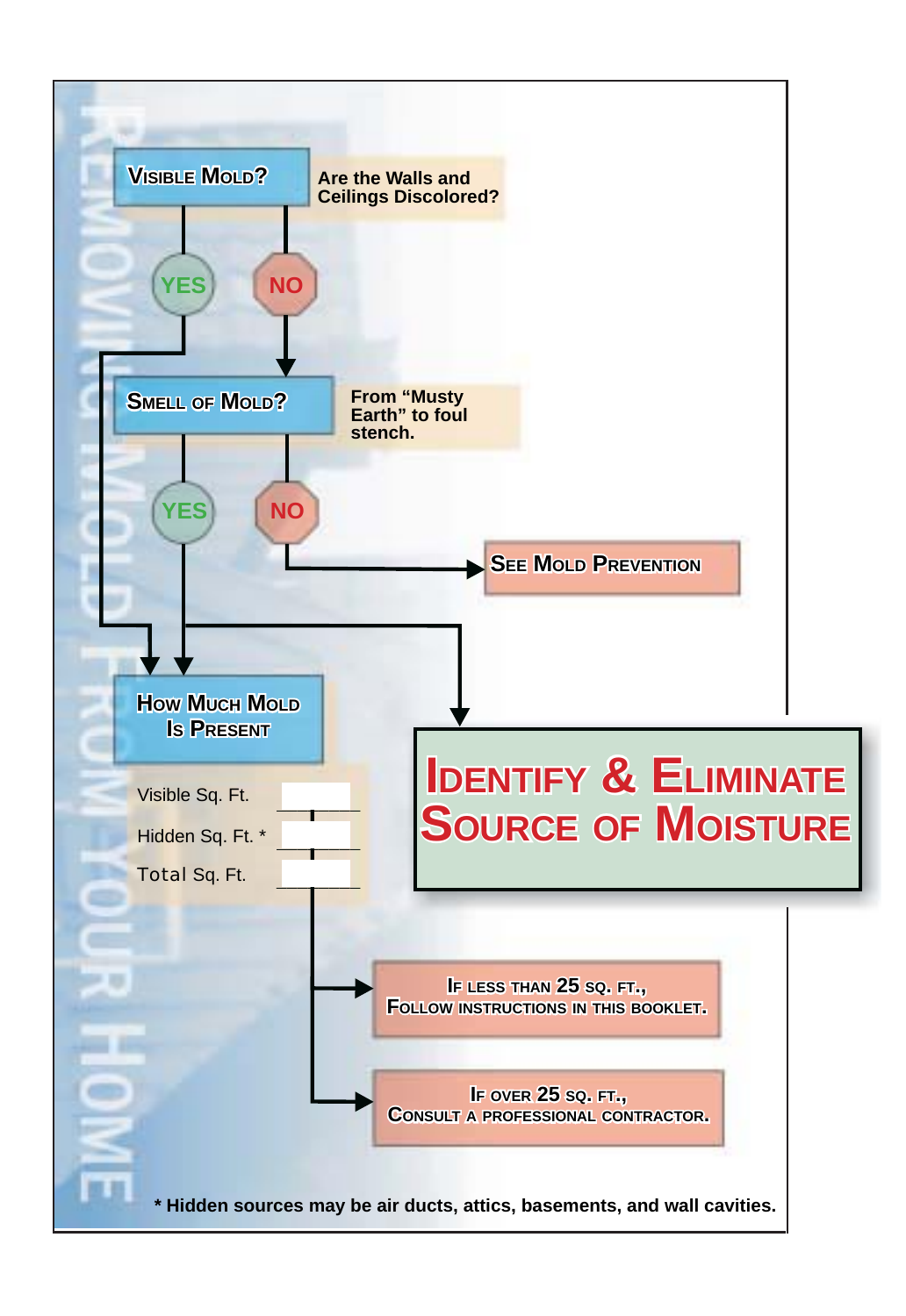# Removing Mold From Your Home

**Visible Mold?** — Are the Walls and Ceilings Discolored?

- YES → How Much Mold Is Present
- NO → Smell of Mold?

**Smell of Mold?** — From "Musty Earth" to foul stench.

- YES → How Much Mold Is Present
- NO → See Mold Prevention

**Identify & Eliminate Source of Moisture**

**How Much Mold Is Present**

| | |
|---|---|
| Visible Sq. Ft. | |
| Hidden Sq. Ft. * | |
| Total Sq. Ft. | |

- **If less than 25 sq. ft., follow instructions in this booklet.**
- **If over 25 sq. ft., consult a professional contractor.**

**See Mold Prevention**

\* Hidden sources may be air ducts, attics, basements, and wall cavities.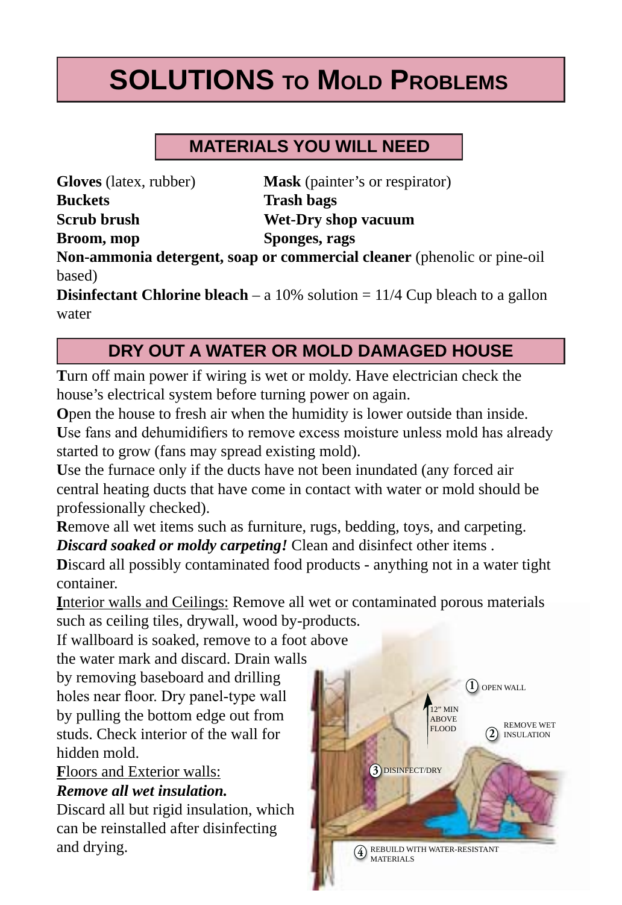# SOLUTIONS TO MOLD PROBLEMS

## MATERIALS YOU WILL NEED

**Gloves** (latex, rubber)
**Buckets**
**Scrub brush**
**Broom, mop**
**Mask** (painter's or respirator)
**Trash bags**
**Wet-Dry shop vacuum**
**Sponges, rags**
**Non-ammonia detergent, soap or commercial cleaner** (phenolic or pine-oil based)
**Disinfectant Chlorine bleach** – a 10% solution = 11/4 Cup bleach to a gallon water

## DRY OUT A WATER OR MOLD DAMAGED HOUSE

**T**urn off main power if wiring is wet or moldy. Have electrician check the house's electrical system before turning power on again.
**O**pen the house to fresh air when the humidity is lower outside than inside.
**U**se fans and dehumidifiers to remove excess moisture unless mold has already started to grow (fans may spread existing mold).
**U**se the furnace only if the ducts have not been inundated (any forced air central heating ducts that have come in contact with water or mold should be professionally checked).
**R**emove all wet items such as furniture, rugs, bedding, toys, and carpeting. ***Discard soaked or moldy carpeting!*** Clean and disinfect other items .
**D**iscard all possibly contaminated food products - anything not in a water tight container.
**I**nterior walls and Ceilings: Remove all wet or contaminated porous materials such as ceiling tiles, drywall, wood by-products.
If wallboard is soaked, remove to a foot above the water mark and discard. Drain walls by removing baseboard and drilling holes near floor. Dry panel-type wall by pulling the bottom edge out from studs. Check interior of the wall for hidden mold.
**F**loors and Exterior walls:
***Remove all wet insulation.***
Discard all but rigid insulation, which can be reinstalled after disinfecting and drying.

1. OPEN WALL
2. REMOVE WET INSULATION
3. DISINFECT/DRY
4. REBUILD WITH WATER-RESISTANT MATERIALS

12" MIN ABOVE FLOOD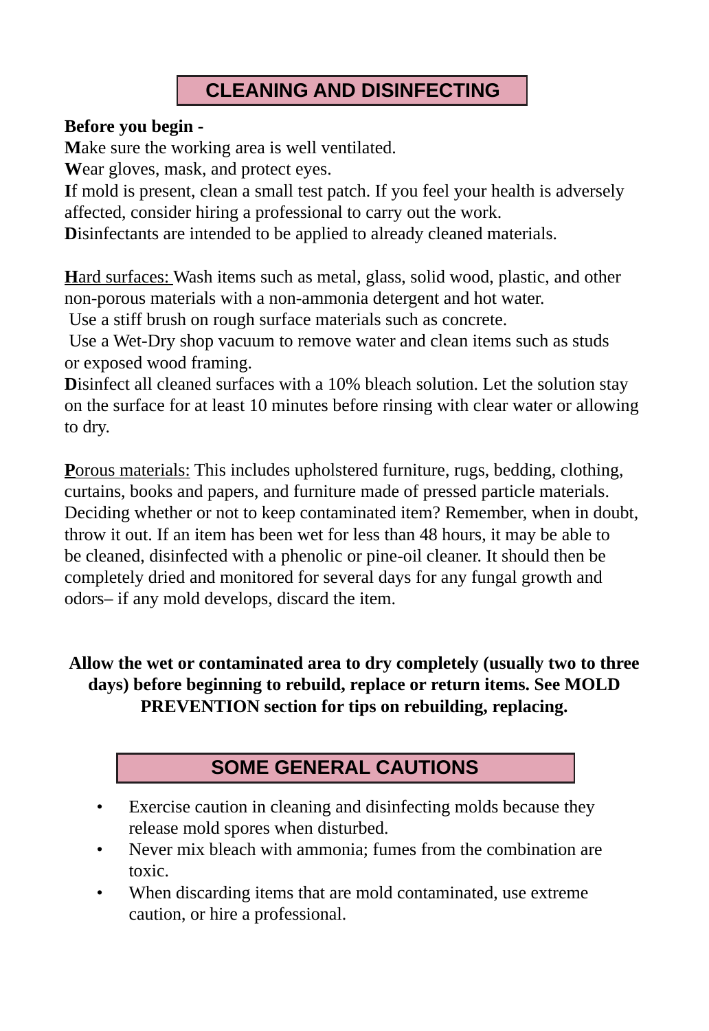## CLEANING AND DISINFECTING

**Before you begin -**

**M**ake sure the working area is well ventilated.
**W**ear gloves, mask, and protect eyes.
**I**f mold is present, clean a small test patch. If you feel your health is adversely affected, consider hiring a professional to carry out the work.
**D**isinfectants are intended to be applied to already cleaned materials.

**H**ard surfaces: Wash items such as metal, glass, solid wood, plastic, and other non-porous materials with a non-ammonia detergent and hot water.
Use a stiff brush on rough surface materials such as concrete.
Use a Wet-Dry shop vacuum to remove water and clean items such as studs or exposed wood framing.
**D**isinfect all cleaned surfaces with a 10% bleach solution. Let the solution stay on the surface for at least 10 minutes before rinsing with clear water or allowing to dry.

**P**orous materials: This includes upholstered furniture, rugs, bedding, clothing, curtains, books and papers, and furniture made of pressed particle materials. Deciding whether or not to keep contaminated item? Remember, when in doubt, throw it out. If an item has been wet for less than 48 hours, it may be able to be cleaned, disinfected with a phenolic or pine-oil cleaner. It should then be completely dried and monitored for several days for any fungal growth and odors– if any mold develops, discard the item.

**Allow the wet or contaminated area to dry completely (usually two to three days) before beginning to rebuild, replace or return items. See MOLD PREVENTION section for tips on rebuilding, replacing.**

## SOME GENERAL CAUTIONS

- Exercise caution in cleaning and disinfecting molds because they release mold spores when disturbed.
- Never mix bleach with ammonia; fumes from the combination are toxic.
- When discarding items that are mold contaminated, use extreme caution, or hire a professional.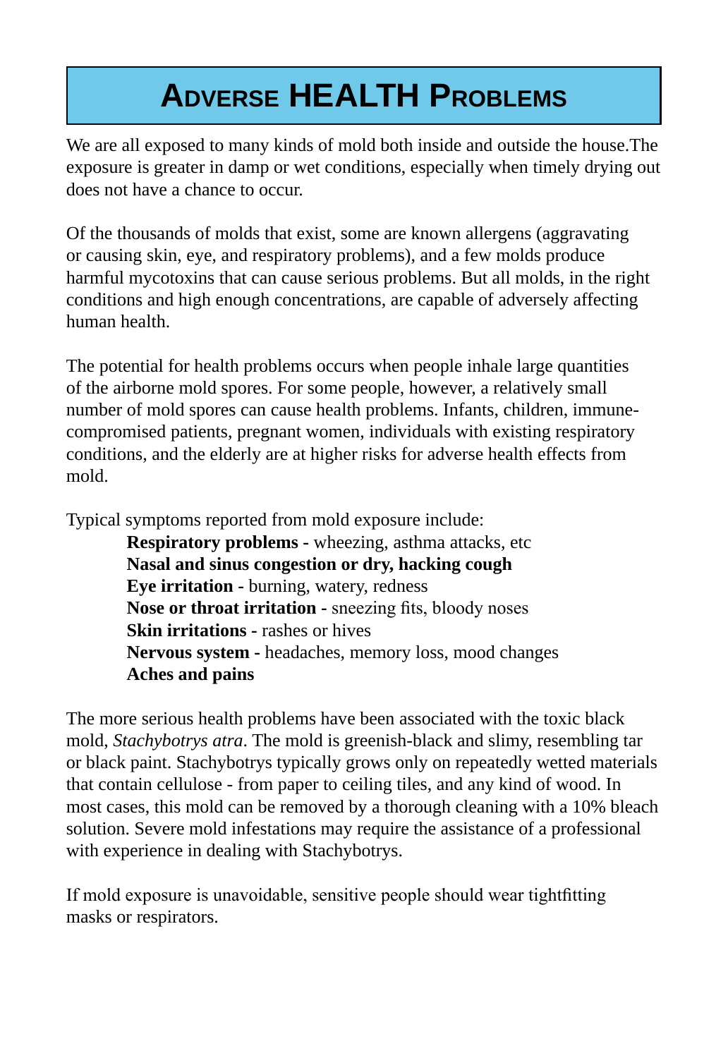# Adverse HEALTH Problems

We are all exposed to many kinds of mold both inside and outside the house.The exposure is greater in damp or wet conditions, especially when timely drying out does not have a chance to occur.

Of the thousands of molds that exist, some are known allergens (aggravating or causing skin, eye, and respiratory problems), and a few molds produce harmful mycotoxins that can cause serious problems. But all molds, in the right conditions and high enough concentrations, are capable of adversely affecting human health.

The potential for health problems occurs when people inhale large quantities of the airborne mold spores. For some people, however, a relatively small number of mold spores can cause health problems. Infants, children, immune-compromised patients, pregnant women, individuals with existing respiratory conditions, and the elderly are at higher risks for adverse health effects from mold.

Typical symptoms reported from mold exposure include:

- **Respiratory problems -** wheezing, asthma attacks, etc
- **Nasal and sinus congestion or dry, hacking cough**
- **Eye irritation -** burning, watery, redness
- **Nose or throat irritation -** sneezing fits, bloody noses
- **Skin irritations -** rashes or hives
- **Nervous system -** headaches, memory loss, mood changes
- **Aches and pains**

The more serious health problems have been associated with the toxic black mold, *Stachybotrys atra*. The mold is greenish-black and slimy, resembling tar or black paint. Stachybotrys typically grows only on repeatedly wetted materials that contain cellulose - from paper to ceiling tiles, and any kind of wood. In most cases, this mold can be removed by a thorough cleaning with a 10% bleach solution. Severe mold infestations may require the assistance of a professional with experience in dealing with Stachybotrys.

If mold exposure is unavoidable, sensitive people should wear tightfitting masks or respirators.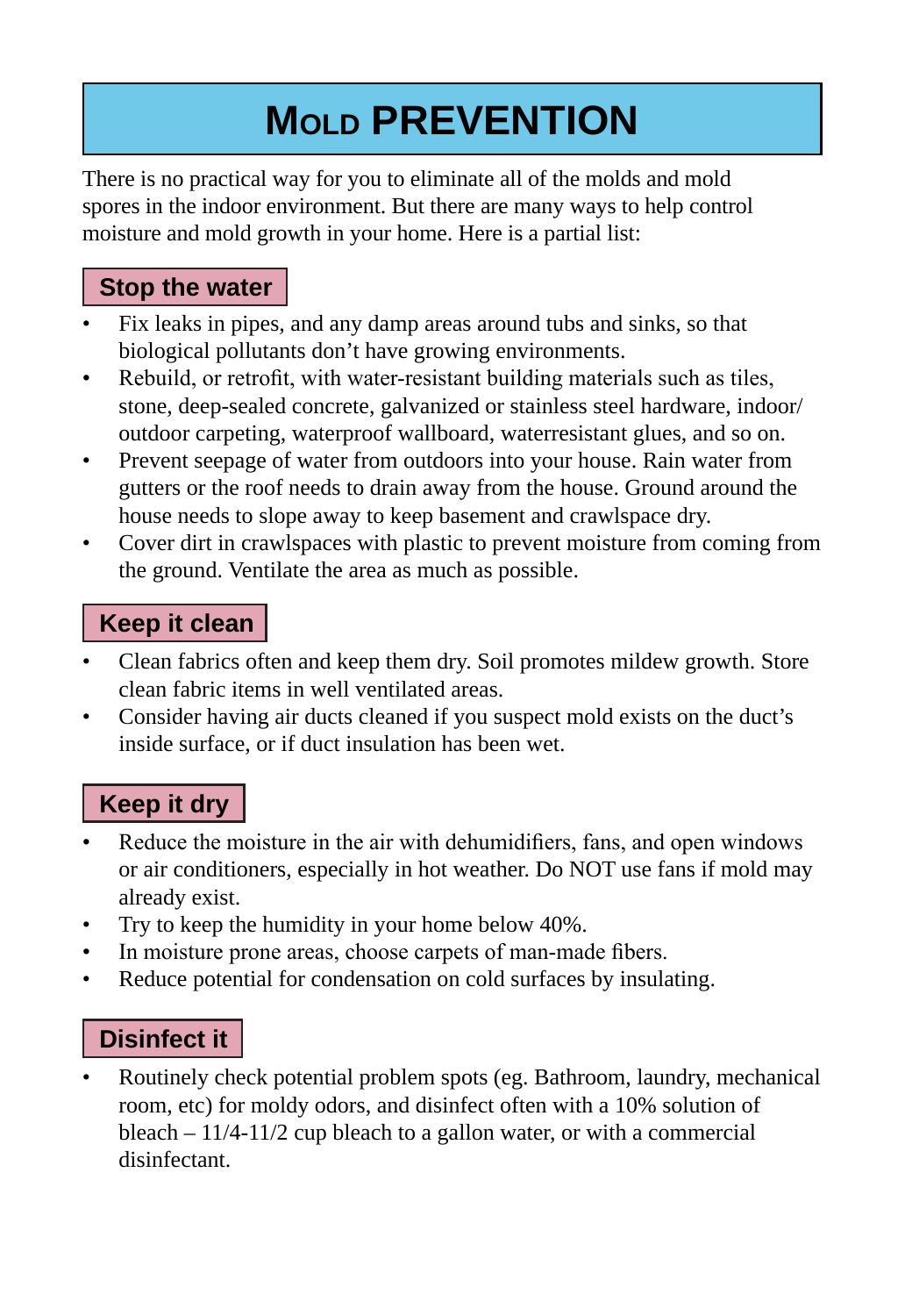# Mold PREVENTION

There is no practical way for you to eliminate all of the molds and mold spores in the indoor environment. But there are many ways to help control moisture and mold growth in your home. Here is a partial list:

## Stop the water

- Fix leaks in pipes, and any damp areas around tubs and sinks, so that biological pollutants don't have growing environments.
- Rebuild, or retrofit, with water-resistant building materials such as tiles, stone, deep-sealed concrete, galvanized or stainless steel hardware, indoor/outdoor carpeting, waterproof wallboard, waterresistant glues, and so on.
- Prevent seepage of water from outdoors into your house. Rain water from gutters or the roof needs to drain away from the house. Ground around the house needs to slope away to keep basement and crawlspace dry.
- Cover dirt in crawlspaces with plastic to prevent moisture from coming from the ground. Ventilate the area as much as possible.

## Keep it clean

- Clean fabrics often and keep them dry. Soil promotes mildew growth. Store clean fabric items in well ventilated areas.
- Consider having air ducts cleaned if you suspect mold exists on the duct's inside surface, or if duct insulation has been wet.

## Keep it dry

- Reduce the moisture in the air with dehumidifiers, fans, and open windows or air conditioners, especially in hot weather. Do NOT use fans if mold may already exist.
- Try to keep the humidity in your home below 40%.
- In moisture prone areas, choose carpets of man-made fibers.
- Reduce potential for condensation on cold surfaces by insulating.

## Disinfect it

- Routinely check potential problem spots (eg. Bathroom, laundry, mechanical room, etc) for moldy odors, and disinfect often with a 10% solution of bleach – 11/4-11/2 cup bleach to a gallon water, or with a commercial disinfectant.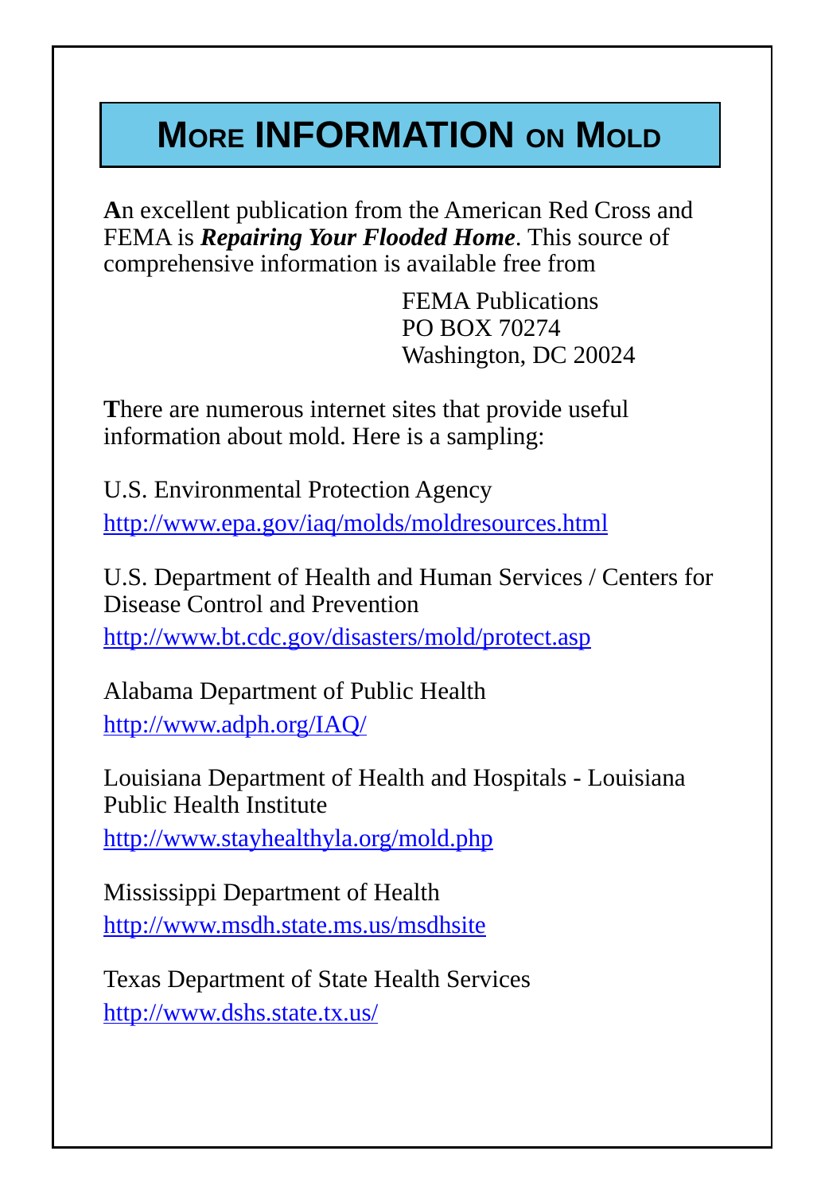# More INFORMATION on Mold

An excellent publication from the American Red Cross and FEMA is ***Repairing Your Flooded Home***. This source of comprehensive information is available free from

FEMA Publications
PO BOX 70274
Washington, DC 20024

There are numerous internet sites that provide useful information about mold. Here is a sampling:

U.S. Environmental Protection Agency
http://www.epa.gov/iaq/molds/moldresources.html

U.S. Department of Health and Human Services / Centers for Disease Control and Prevention
http://www.bt.cdc.gov/disasters/mold/protect.asp

Alabama Department of Public Health
http://www.adph.org/IAQ/

Louisiana Department of Health and Hospitals - Louisiana Public Health Institute
http://www.stayhealthyla.org/mold.php

Mississippi Department of Health
http://www.msdh.state.ms.us/msdhsite

Texas Department of State Health Services
http://www.dshs.state.tx.us/